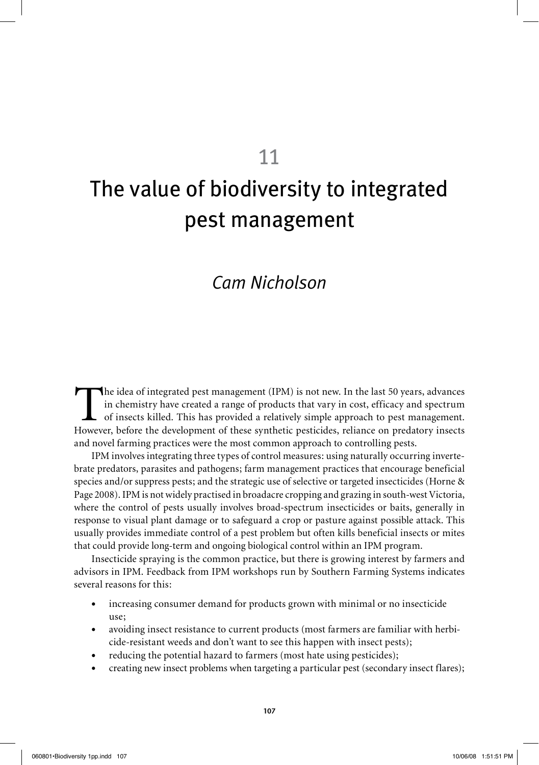# 11

# The value of biodiversity to integrated pest management

*Cam Nicholson*

The idea of integrated pest management (IPM) is not new. In the last 50 years, advances in chemistry have created a range of products that vary in cost, efficacy and spectrum of insects killed. This has provided a relatively simple approach to pest management. However, before the development of these synthetic pesticides, reliance on predatory insects and novel farming practices were the most common approach to controlling pests.

IPM involves integrating three types of control measures: using naturally occurring invertebrate predators, parasites and pathogens; farm management practices that encourage beneficial species and/or suppress pests; and the strategic use of selective or targeted insecticides (Horne & Page 2008). IPM is not widely practised in broadacre cropping and grazing in south-west Victoria, where the control of pests usually involves broad-spectrum insecticides or baits, generally in response to visual plant damage or to safeguard a crop or pasture against possible attack. This usually provides immediate control of a pest problem but often kills beneficial insects or mites that could provide long-term and ongoing biological control within an IPM program.

Insecticide spraying is the common practice, but there is growing interest by farmers and advisors in IPM. Feedback from IPM workshops run by Southern Farming Systems indicates several reasons for this:

- increasing consumer demand for products grown with minimal or no insecticide use;
- avoiding insect resistance to current products (most farmers are familiar with herbicide-resistant weeds and don't want to see this happen with insect pests);
- reducing the potential hazard to farmers (most hate using pesticides);
- creating new insect problems when targeting a particular pest (secondary insect flares);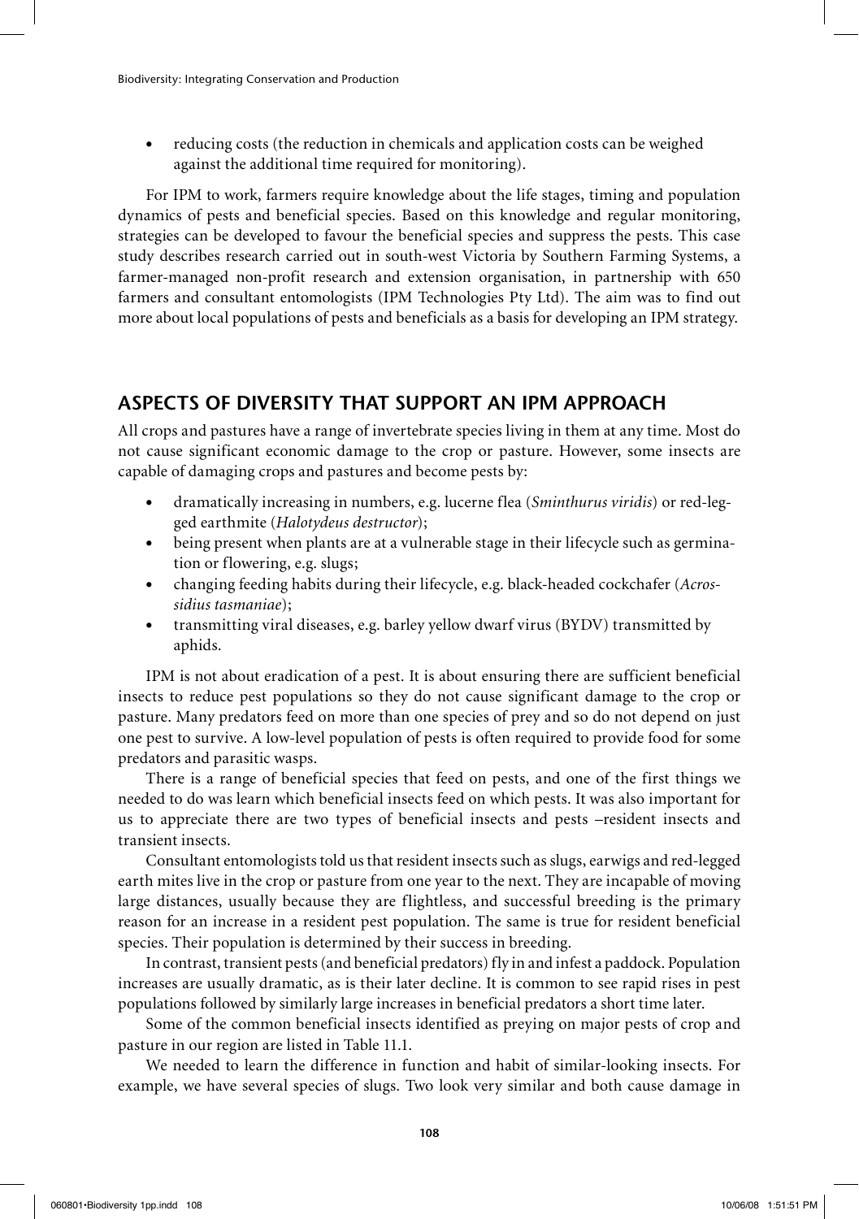- reducing costs (the reduction in chemicals and application costs can be weighed against the additional time required for monitoring).

For IPM to work, farmers require knowledge about the life stages, timing and population dynamics of pests and beneficial species. Based on this knowledge and regular monitoring, strategies can be developed to favour the beneficial species and suppress the pests. This case study describes research carried out in south-west Victoria by Southern Farming Systems, a farmer-managed non-profit research and extension organisation, in partnership with 650 farmers and consultant entomologists (IPM Technologies Pty Ltd). The aim was to find out more about local populations of pests and beneficials as a basis for developing an IPM strategy.

## ASPECTS OF DIVERSITY THAT SUPPORT AN IPM APPROACH

All crops and pastures have a range of invertebrate species living in them at any time. Most do not cause significant economic damage to the crop or pasture. However, some insects are capable of damaging crops and pastures and become pests by:

- dramatically increasing in numbers, e.g. lucerne flea (*Sminthurus viridis*) or red-legged earthmite (*Halotydeus destructor*);
- being present when plants are at a vulnerable stage in their lifecycle such as germination or flowering, e.g. slugs;
- changing feeding habits during their lifecycle, e.g. black-headed cockchafer (*Acrossidius tasmaniae*);
- transmitting viral diseases, e.g. barley yellow dwarf virus (BYDV) transmitted by aphids.

IPM is not about eradication of a pest. It is about ensuring there are sufficient beneficial insects to reduce pest populations so they do not cause significant damage to the crop or pasture. Many predators feed on more than one species of prey and so do not depend on just one pest to survive. A low-level population of pests is often required to provide food for some predators and parasitic wasps.

There is a range of beneficial species that feed on pests, and one of the first things we needed to do was learn which beneficial insects feed on which pests. It was also important for us to appreciate there are two types of beneficial insects and pests –resident insects and transient insects.

Consultant entomologists told us that resident insects such as slugs, earwigs and red-legged earth mites live in the crop or pasture from one year to the next. They are incapable of moving large distances, usually because they are flightless, and successful breeding is the primary reason for an increase in a resident pest population. The same is true for resident beneficial species. Their population is determined by their success in breeding.

In contrast, transient pests (and beneficial predators) fly in and infest a paddock. Population increases are usually dramatic, as is their later decline. It is common to see rapid rises in pest populations followed by similarly large increases in beneficial predators a short time later.

Some of the common beneficial insects identified as preying on major pests of crop and pasture in our region are listed in Table 11.1.

We needed to learn the difference in function and habit of similar-looking insects. For example, we have several species of slugs. Two look very similar and both cause damage in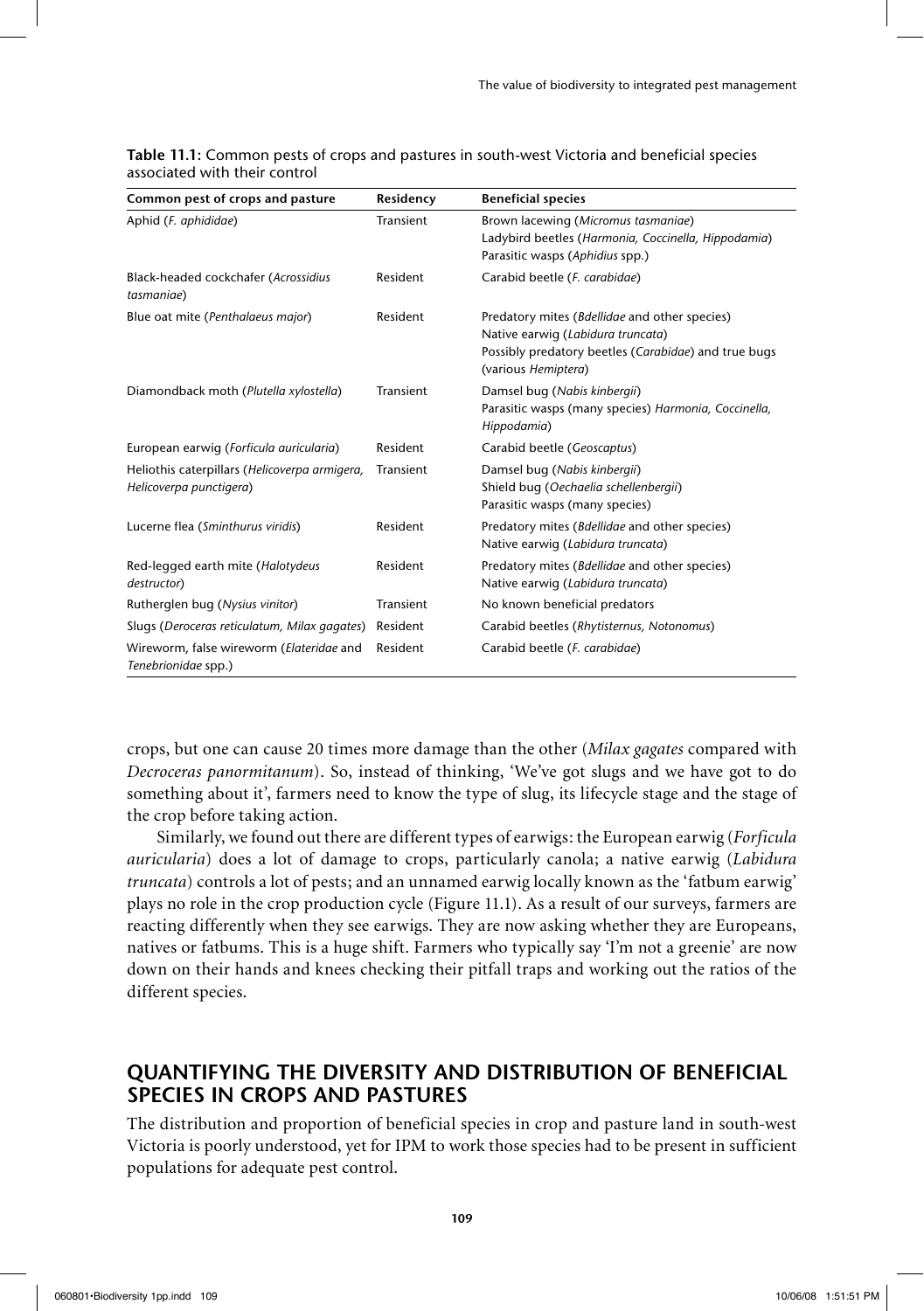**Table 11.1:** Common pests of crops and pastures in south-west Victoria and beneficial species associated with their control

| Common pest of crops and pasture | Residency | Beneficial species |
| --- | --- | --- |
| Aphid (*F. aphididae*) | Transient | Brown lacewing (*Micromus tasmaniae*)<br>Ladybird beetles (*Harmonia, Coccinella, Hippodamia*)<br>Parasitic wasps (*Aphidius* spp.) |
| Black-headed cockchafer (*Acrossidius tasmaniae*) | Resident | Carabid beetle (*F. carabidae*) |
| Blue oat mite (*Penthalaeus major*) | Resident | Predatory mites (*Bdellidae* and other species)<br>Native earwig (*Labidura truncata*)<br>Possibly predatory beetles (*Carabidae*) and true bugs (various *Hemiptera*) |
| Diamondback moth (*Plutella xylostella*) | Transient | Damsel bug (*Nabis kinbergii*)<br>Parasitic wasps (many species) *Harmonia, Coccinella, Hippodamia*) |
| European earwig (*Forficula auricularia*) | Resident | Carabid beetle (*Geoscaptus*) |
| Heliothis caterpillars (*Helicoverpa armigera, Helicoverpa punctigera*) | Transient | Damsel bug (*Nabis kinbergii*)<br>Shield bug (*Oechaelia schellenbergii*)<br>Parasitic wasps (many species) |
| Lucerne flea (*Sminthurus viridis*) | Resident | Predatory mites (*Bdellidae* and other species)<br>Native earwig (*Labidura truncata*) |
| Red-legged earth mite (*Halotydeus destructor*) | Resident | Predatory mites (*Bdellidae* and other species)<br>Native earwig (*Labidura truncata*) |
| Rutherglen bug (*Nysius vinitor*) | Transient | No known beneficial predators |
| Slugs (*Deroceras reticulatum, Milax gagates*) | Resident | Carabid beetles (*Rhytisternus, Notonomus*) |
| Wireworm, false wireworm (*Elateridae* and *Tenebrionidae* spp.) | Resident | Carabid beetle (*F. carabidae*) |

crops, but one can cause 20 times more damage than the other (*Milax gagates* compared with *Decroceras panormitanum*). So, instead of thinking, 'We've got slugs and we have got to do something about it', farmers need to know the type of slug, its lifecycle stage and the stage of the crop before taking action.

Similarly, we found out there are different types of earwigs: the European earwig (*Forficula auricularia*) does a lot of damage to crops, particularly canola; a native earwig (*Labidura truncata*) controls a lot of pests; and an unnamed earwig locally known as the 'fatbum earwig' plays no role in the crop production cycle (Figure 11.1). As a result of our surveys, farmers are reacting differently when they see earwigs. They are now asking whether they are Europeans, natives or fatbums. This is a huge shift. Farmers who typically say 'I'm not a greenie' are now down on their hands and knees checking their pitfall traps and working out the ratios of the different species.

## QUANTIFYING THE DIVERSITY AND DISTRIBUTION OF BENEFICIAL SPECIES IN CROPS AND PASTURES

The distribution and proportion of beneficial species in crop and pasture land in south-west Victoria is poorly understood, yet for IPM to work those species had to be present in sufficient populations for adequate pest control.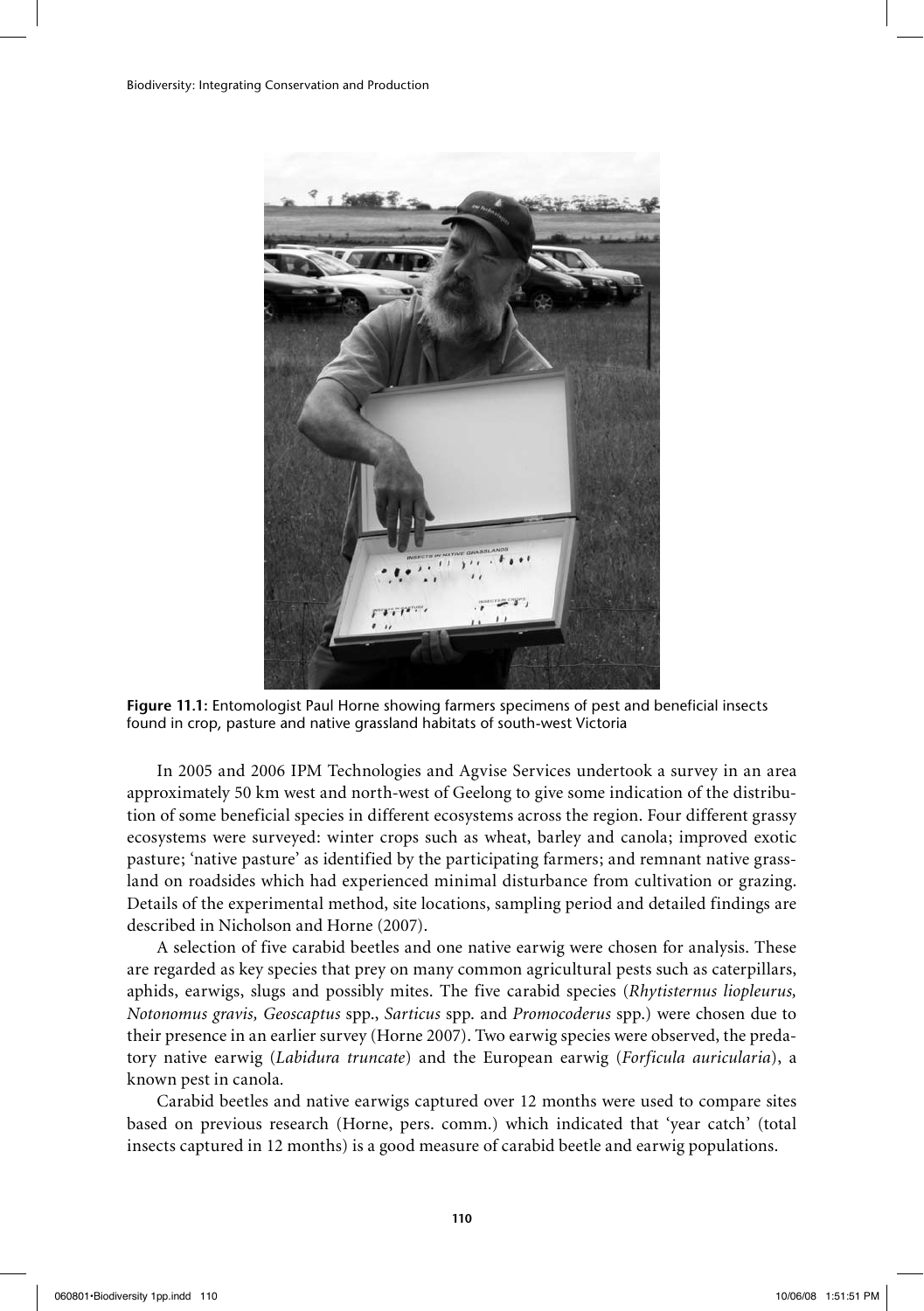**Figure 11.1:** Entomologist Paul Horne showing farmers specimens of pest and beneficial insects found in crop, pasture and native grassland habitats of south-west Victoria

In 2005 and 2006 IPM Technologies and Agvise Services undertook a survey in an area approximately 50 km west and north-west of Geelong to give some indication of the distribution of some beneficial species in different ecosystems across the region. Four different grassy ecosystems were surveyed: winter crops such as wheat, barley and canola; improved exotic pasture; 'native pasture' as identified by the participating farmers; and remnant native grassland on roadsides which had experienced minimal disturbance from cultivation or grazing. Details of the experimental method, site locations, sampling period and detailed findings are described in Nicholson and Horne (2007).

A selection of five carabid beetles and one native earwig were chosen for analysis. These are regarded as key species that prey on many common agricultural pests such as caterpillars, aphids, earwigs, slugs and possibly mites. The five carabid species (*Rhytisternus liopleurus, Notonomus gravis, Geoscaptus* spp., *Sarticus* spp. and *Promocoderus* spp.) were chosen due to their presence in an earlier survey (Horne 2007). Two earwig species were observed, the predatory native earwig (*Labidura truncate*) and the European earwig (*Forficula auricularia*), a known pest in canola.

Carabid beetles and native earwigs captured over 12 months were used to compare sites based on previous research (Horne, pers. comm.) which indicated that 'year catch' (total insects captured in 12 months) is a good measure of carabid beetle and earwig populations.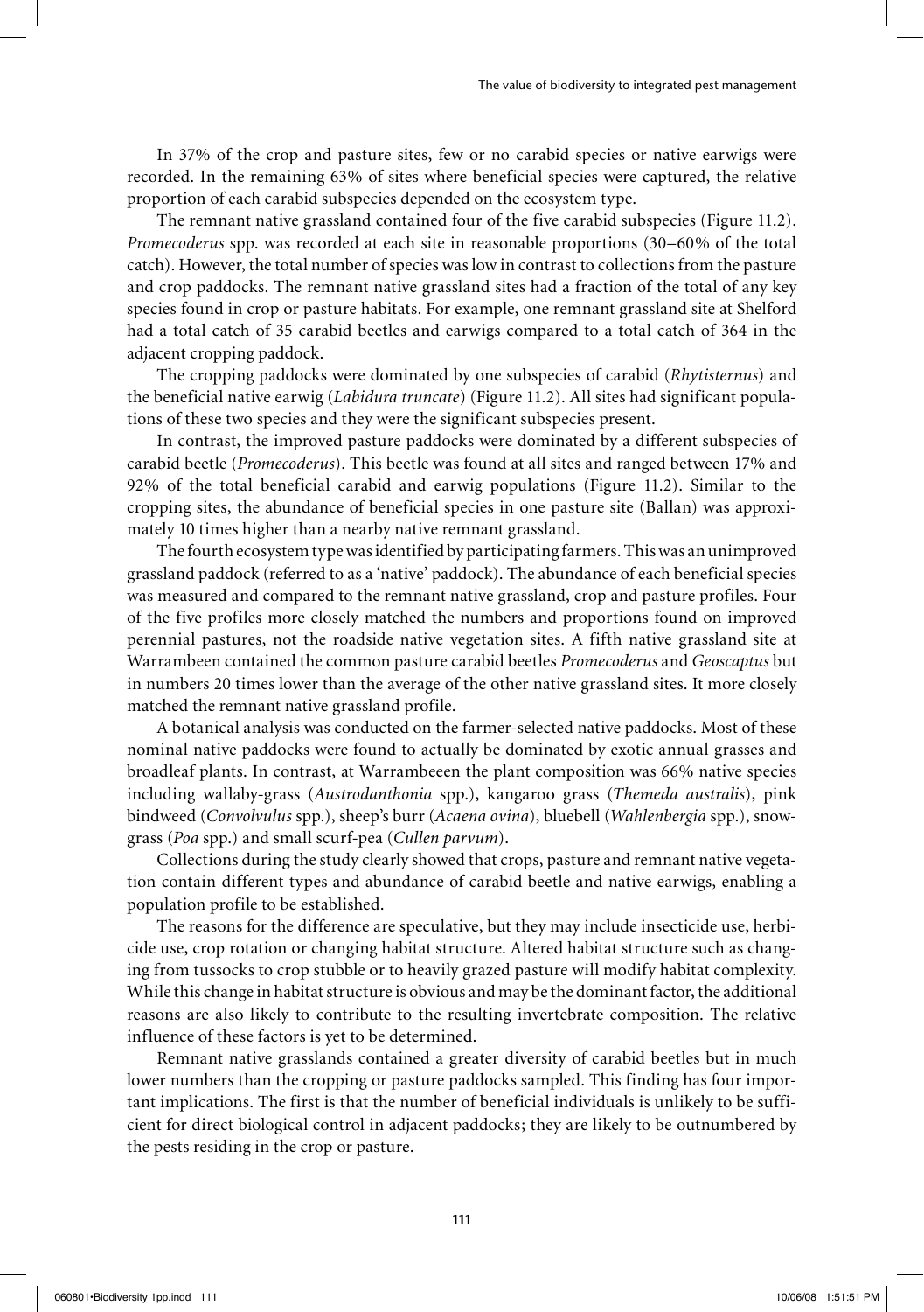In 37% of the crop and pasture sites, few or no carabid species or native earwigs were recorded. In the remaining 63% of sites where beneficial species were captured, the relative proportion of each carabid subspecies depended on the ecosystem type.

The remnant native grassland contained four of the five carabid subspecies (Figure 11.2). *Promecoderus* spp. was recorded at each site in reasonable proportions (30–60% of the total catch). However, the total number of species was low in contrast to collections from the pasture and crop paddocks. The remnant native grassland sites had a fraction of the total of any key species found in crop or pasture habitats. For example, one remnant grassland site at Shelford had a total catch of 35 carabid beetles and earwigs compared to a total catch of 364 in the adjacent cropping paddock.

The cropping paddocks were dominated by one subspecies of carabid (*Rhytisternus*) and the beneficial native earwig (*Labidura truncate*) (Figure 11.2). All sites had significant populations of these two species and they were the significant subspecies present.

In contrast, the improved pasture paddocks were dominated by a different subspecies of carabid beetle (*Promecoderus*). This beetle was found at all sites and ranged between 17% and 92% of the total beneficial carabid and earwig populations (Figure 11.2). Similar to the cropping sites, the abundance of beneficial species in one pasture site (Ballan) was approximately 10 times higher than a nearby native remnant grassland.

The fourth ecosystem type was identified by participating farmers. This was an unimproved grassland paddock (referred to as a 'native' paddock). The abundance of each beneficial species was measured and compared to the remnant native grassland, crop and pasture profiles. Four of the five profiles more closely matched the numbers and proportions found on improved perennial pastures, not the roadside native vegetation sites. A fifth native grassland site at Warrambeen contained the common pasture carabid beetles *Promecoderus* and *Geoscaptus* but in numbers 20 times lower than the average of the other native grassland sites. It more closely matched the remnant native grassland profile.

A botanical analysis was conducted on the farmer-selected native paddocks. Most of these nominal native paddocks were found to actually be dominated by exotic annual grasses and broadleaf plants. In contrast, at Warrambeeen the plant composition was 66% native species including wallaby-grass (*Austrodanthonia* spp.), kangaroo grass (*Themeda australis*), pink bindweed (*Convolvulus* spp.), sheep's burr (*Acaena ovina*), bluebell (*Wahlenbergia* spp.), snowgrass (*Poa* spp.) and small scurf-pea (*Cullen parvum*).

Collections during the study clearly showed that crops, pasture and remnant native vegetation contain different types and abundance of carabid beetle and native earwigs, enabling a population profile to be established.

The reasons for the difference are speculative, but they may include insecticide use, herbicide use, crop rotation or changing habitat structure. Altered habitat structure such as changing from tussocks to crop stubble or to heavily grazed pasture will modify habitat complexity. While this change in habitat structure is obvious and may be the dominant factor, the additional reasons are also likely to contribute to the resulting invertebrate composition. The relative influence of these factors is yet to be determined.

Remnant native grasslands contained a greater diversity of carabid beetles but in much lower numbers than the cropping or pasture paddocks sampled. This finding has four important implications. The first is that the number of beneficial individuals is unlikely to be sufficient for direct biological control in adjacent paddocks; they are likely to be outnumbered by the pests residing in the crop or pasture.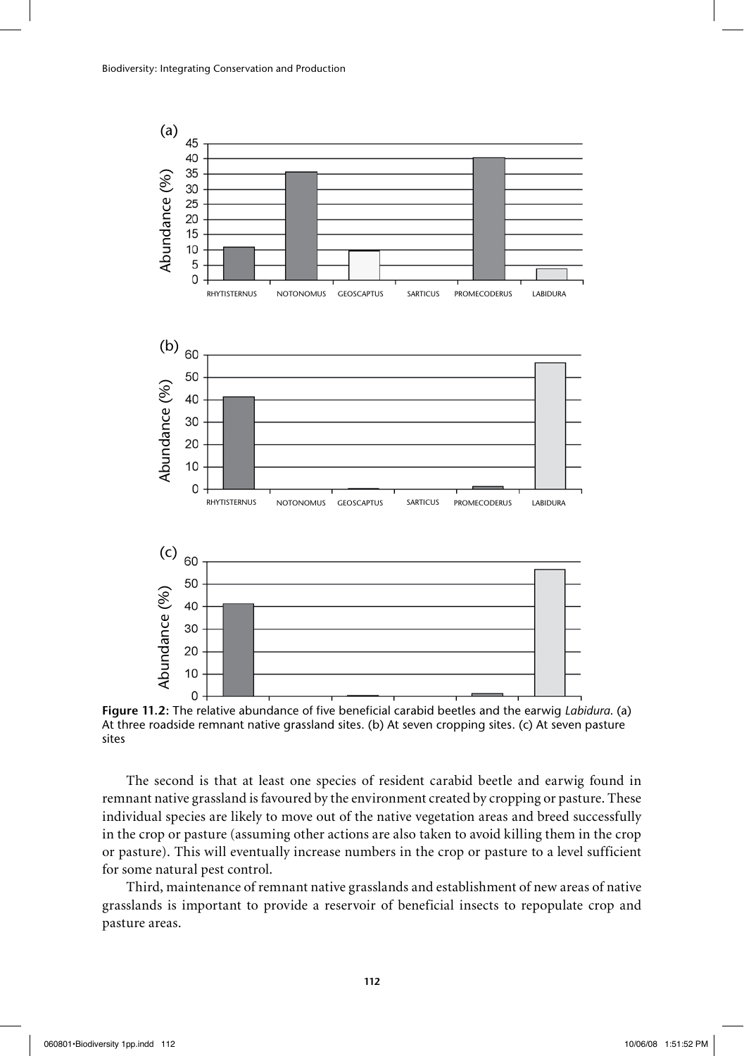**Figure 11.2:** The relative abundance of five beneficial carabid beetles and the earwig *Labidura*. (a) At three roadside remnant native grassland sites. (b) At seven cropping sites. (c) At seven pasture sites

The second is that at least one species of resident carabid beetle and earwig found in remnant native grassland is favoured by the environment created by cropping or pasture. These individual species are likely to move out of the native vegetation areas and breed successfully in the crop or pasture (assuming other actions are also taken to avoid killing them in the crop or pasture). This will eventually increase numbers in the crop or pasture to a level sufficient for some natural pest control.

Third, maintenance of remnant native grasslands and establishment of new areas of native grasslands is important to provide a reservoir of beneficial insects to repopulate crop and pasture areas.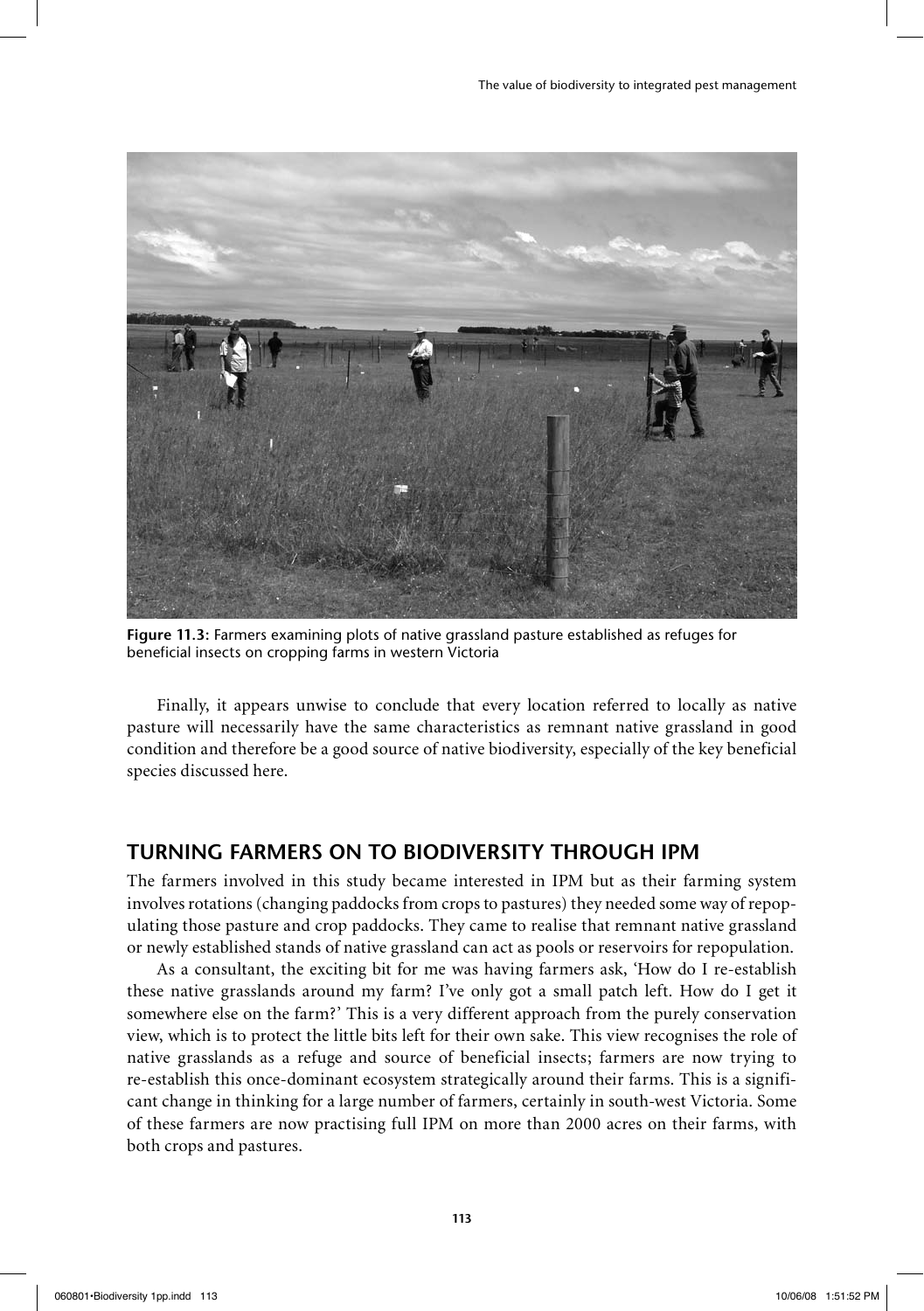**Figure 11.3:** Farmers examining plots of native grassland pasture established as refuges for beneficial insects on cropping farms in western Victoria

Finally, it appears unwise to conclude that every location referred to locally as native pasture will necessarily have the same characteristics as remnant native grassland in good condition and therefore be a good source of native biodiversity, especially of the key beneficial species discussed here.

## TURNING FARMERS ON TO BIODIVERSITY THROUGH IPM

The farmers involved in this study became interested in IPM but as their farming system involves rotations (changing paddocks from crops to pastures) they needed some way of repopulating those pasture and crop paddocks. They came to realise that remnant native grassland or newly established stands of native grassland can act as pools or reservoirs for repopulation.

As a consultant, the exciting bit for me was having farmers ask, 'How do I re-establish these native grasslands around my farm? I've only got a small patch left. How do I get it somewhere else on the farm?' This is a very different approach from the purely conservation view, which is to protect the little bits left for their own sake. This view recognises the role of native grasslands as a refuge and source of beneficial insects; farmers are now trying to re-establish this once-dominant ecosystem strategically around their farms. This is a significant change in thinking for a large number of farmers, certainly in south-west Victoria. Some of these farmers are now practising full IPM on more than 2000 acres on their farms, with both crops and pastures.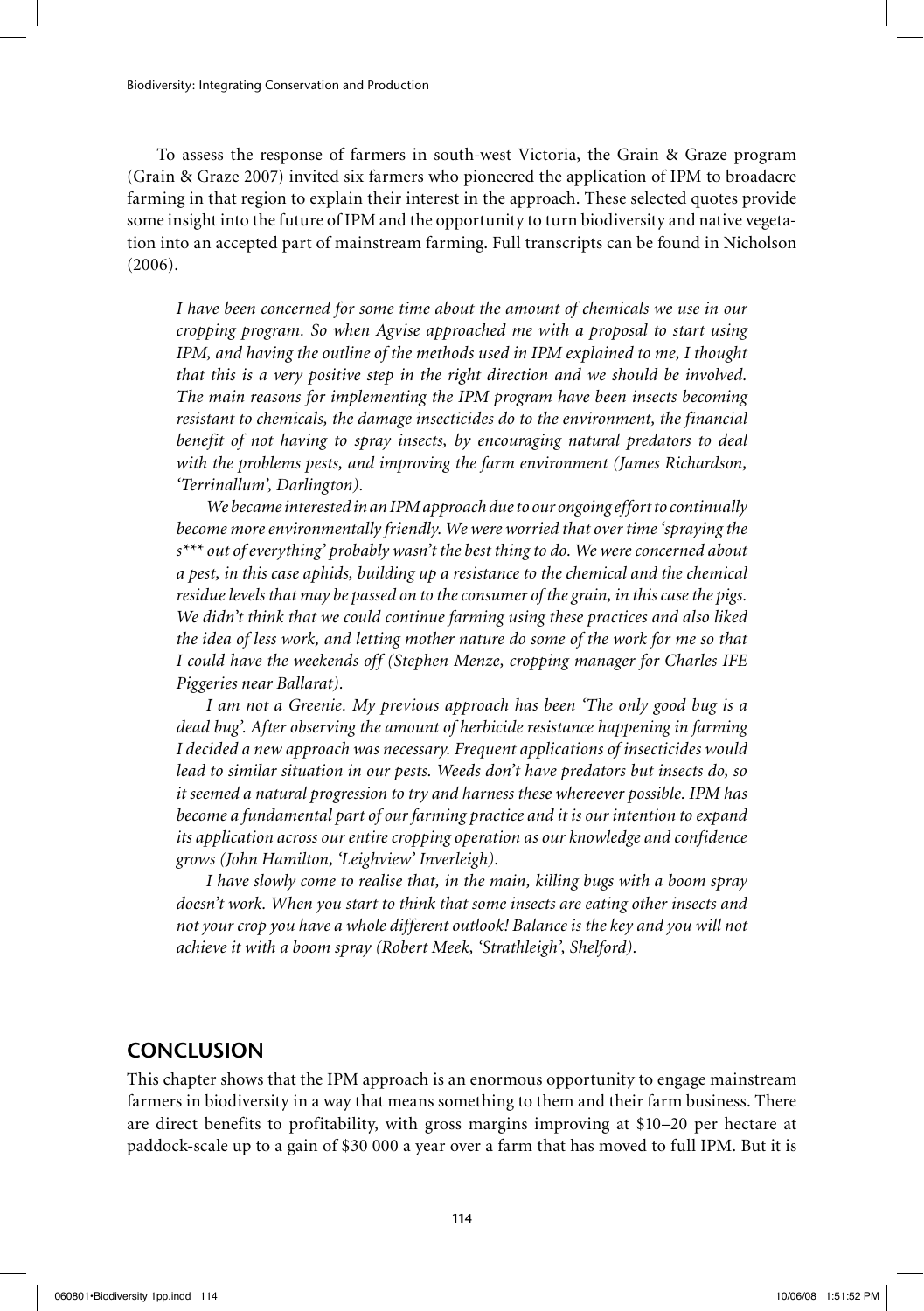To assess the response of farmers in south-west Victoria, the Grain & Graze program (Grain & Graze 2007) invited six farmers who pioneered the application of IPM to broadacre farming in that region to explain their interest in the approach. These selected quotes provide some insight into the future of IPM and the opportunity to turn biodiversity and native vegetation into an accepted part of mainstream farming. Full transcripts can be found in Nicholson (2006).

> *I have been concerned for some time about the amount of chemicals we use in our cropping program. So when Agvise approached me with a proposal to start using IPM, and having the outline of the methods used in IPM explained to me, I thought that this is a very positive step in the right direction and we should be involved. The main reasons for implementing the IPM program have been insects becoming resistant to chemicals, the damage insecticides do to the environment, the financial benefit of not having to spray insects, by encouraging natural predators to deal with the problems pests, and improving the farm environment (James Richardson, 'Terrinallum', Darlington).*
>
> *We became interested in an IPM approach due to our ongoing effort to continually become more environmentally friendly. We were worried that over time 'spraying the s*** out of everything' probably wasn't the best thing to do. We were concerned about a pest, in this case aphids, building up a resistance to the chemical and the chemical residue levels that may be passed on to the consumer of the grain, in this case the pigs. We didn't think that we could continue farming using these practices and also liked the idea of less work, and letting mother nature do some of the work for me so that I could have the weekends off (Stephen Menze, cropping manager for Charles IFE Piggeries near Ballarat).*
>
> *I am not a Greenie. My previous approach has been 'The only good bug is a dead bug'. After observing the amount of herbicide resistance happening in farming I decided a new approach was necessary. Frequent applications of insecticides would lead to similar situation in our pests. Weeds don't have predators but insects do, so it seemed a natural progression to try and harness these whereever possible. IPM has become a fundamental part of our farming practice and it is our intention to expand its application across our entire cropping operation as our knowledge and confidence grows (John Hamilton, 'Leighview' Inverleigh).*
>
> *I have slowly come to realise that, in the main, killing bugs with a boom spray doesn't work. When you start to think that some insects are eating other insects and not your crop you have a whole different outlook! Balance is the key and you will not achieve it with a boom spray (Robert Meek, 'Strathleigh', Shelford).*

## CONCLUSION

This chapter shows that the IPM approach is an enormous opportunity to engage mainstream farmers in biodiversity in a way that means something to them and their farm business. There are direct benefits to profitability, with gross margins improving at $10–20 per hectare at paddock-scale up to a gain of $30 000 a year over a farm that has moved to full IPM. But it is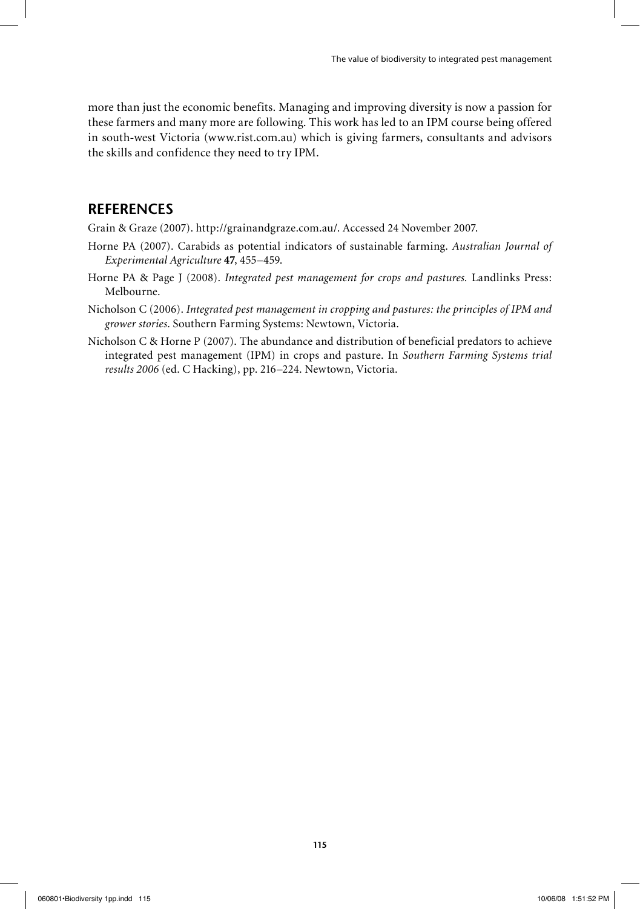more than just the economic benefits. Managing and improving diversity is now a passion for these farmers and many more are following. This work has led to an IPM course being offered in south-west Victoria (www.rist.com.au) which is giving farmers, consultants and advisors the skills and confidence they need to try IPM.

## REFERENCES

Grain & Graze (2007). http://grainandgraze.com.au/. Accessed 24 November 2007.

Horne PA (2007). Carabids as potential indicators of sustainable farming. *Australian Journal of Experimental Agriculture* **47**, 455–459.

Horne PA & Page J (2008). *Integrated pest management for crops and pastures.* Landlinks Press: Melbourne.

Nicholson C (2006). *Integrated pest management in cropping and pastures: the principles of IPM and grower stories.* Southern Farming Systems: Newtown, Victoria.

Nicholson C & Horne P (2007). The abundance and distribution of beneficial predators to achieve integrated pest management (IPM) in crops and pasture. In *Southern Farming Systems trial results 2006* (ed. C Hacking), pp. 216–224. Newtown, Victoria.